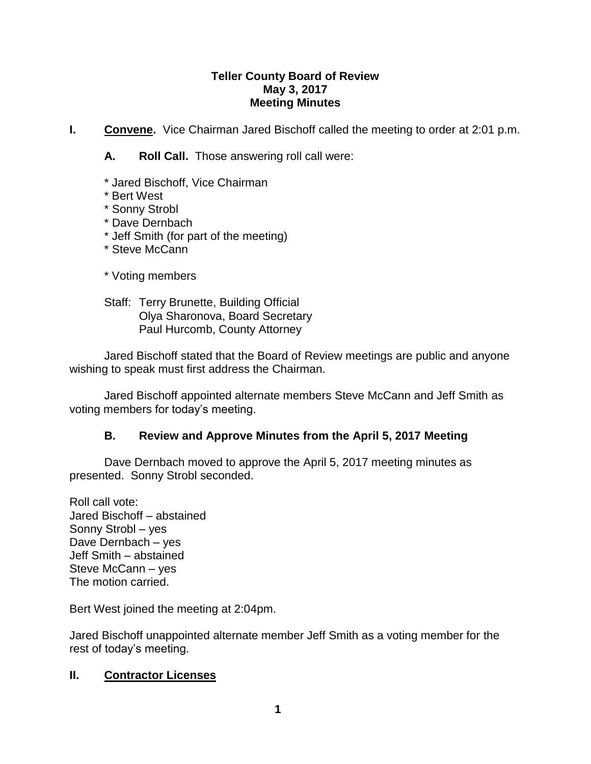**Teller County Board of Review**
**May 3, 2017**
**Meeting Minutes**

**I. Convene.** Vice Chairman Jared Bischoff called the meeting to order at 2:01 p.m.

**A. Roll Call.** Those answering roll call were:

* Jared Bischoff, Vice Chairman
* Bert West
* Sonny Strobl
* Dave Dernbach
* Jeff Smith (for part of the meeting)
* Steve McCann

* Voting members

Staff: Terry Brunette, Building Official
Olya Sharonova, Board Secretary
Paul Hurcomb, County Attorney

Jared Bischoff stated that the Board of Review meetings are public and anyone wishing to speak must first address the Chairman.

Jared Bischoff appointed alternate members Steve McCann and Jeff Smith as voting members for today's meeting.

**B. Review and Approve Minutes from the April 5, 2017 Meeting**

Dave Dernbach moved to approve the April 5, 2017 meeting minutes as presented. Sonny Strobl seconded.

Roll call vote:
Jared Bischoff – abstained
Sonny Strobl – yes
Dave Dernbach – yes
Jeff Smith – abstained
Steve McCann – yes
The motion carried.

Bert West joined the meeting at 2:04pm.

Jared Bischoff unappointed alternate member Jeff Smith as a voting member for the rest of today's meeting.

**II. Contractor Licenses**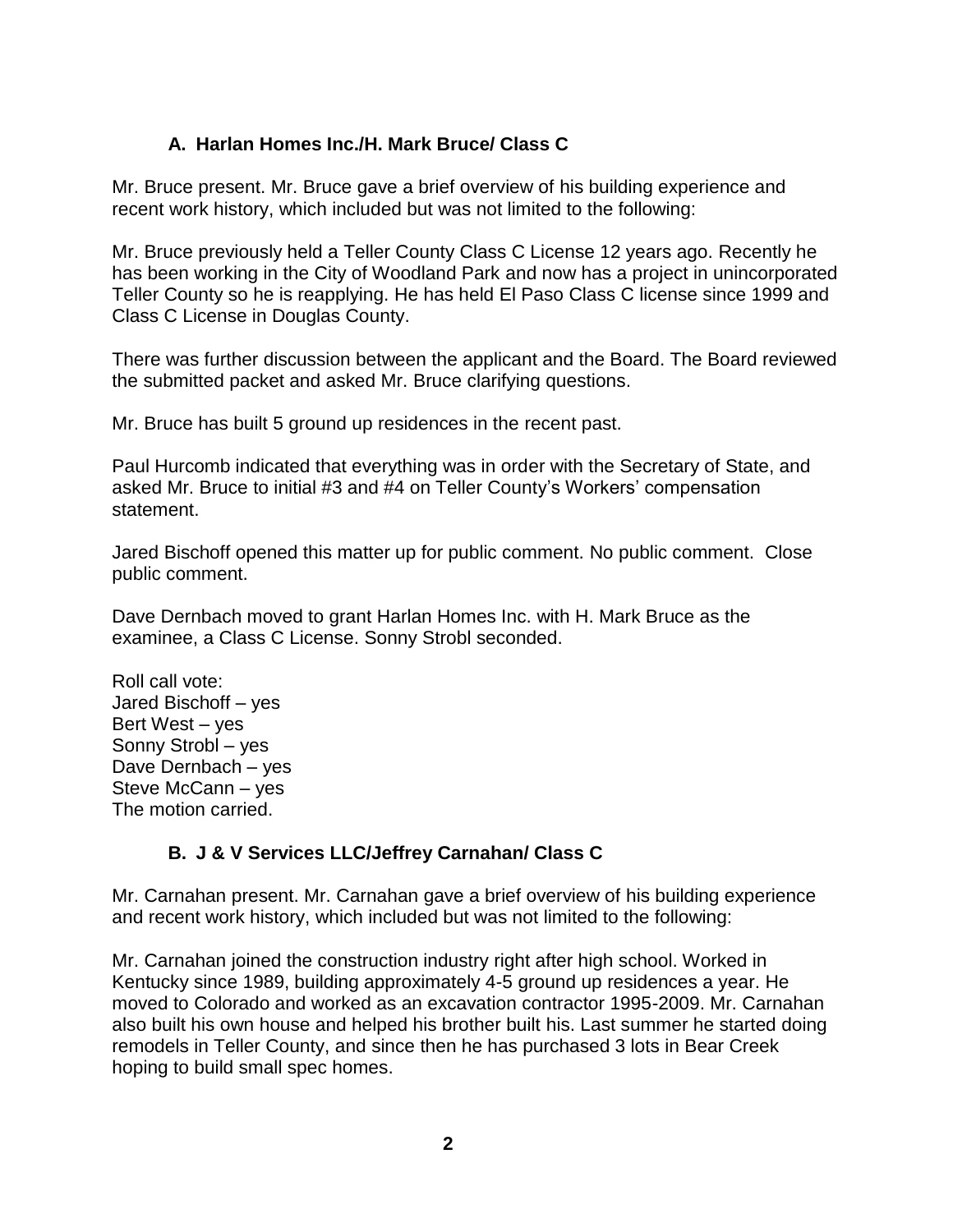### A. Harlan Homes Inc./H. Mark Bruce/ Class C

Mr. Bruce present. Mr. Bruce gave a brief overview of his building experience and recent work history, which included but was not limited to the following:

Mr. Bruce previously held a Teller County Class C License 12 years ago. Recently he has been working in the City of Woodland Park and now has a project in unincorporated Teller County so he is reapplying. He has held El Paso Class C license since 1999 and Class C License in Douglas County.

There was further discussion between the applicant and the Board. The Board reviewed the submitted packet and asked Mr. Bruce clarifying questions.

Mr. Bruce has built 5 ground up residences in the recent past.

Paul Hurcomb indicated that everything was in order with the Secretary of State, and asked Mr. Bruce to initial #3 and #4 on Teller County's Workers' compensation statement.

Jared Bischoff opened this matter up for public comment. No public comment. Close public comment.

Dave Dernbach moved to grant Harlan Homes Inc. with H. Mark Bruce as the examinee, a Class C License. Sonny Strobl seconded.

Roll call vote:
Jared Bischoff – yes
Bert West – yes
Sonny Strobl – yes
Dave Dernbach – yes
Steve McCann – yes
The motion carried.

### B. J & V Services LLC/Jeffrey Carnahan/ Class C

Mr. Carnahan present. Mr. Carnahan gave a brief overview of his building experience and recent work history, which included but was not limited to the following:

Mr. Carnahan joined the construction industry right after high school. Worked in Kentucky since 1989, building approximately 4-5 ground up residences a year. He moved to Colorado and worked as an excavation contractor 1995-2009. Mr. Carnahan also built his own house and helped his brother built his. Last summer he started doing remodels in Teller County, and since then he has purchased 3 lots in Bear Creek hoping to build small spec homes.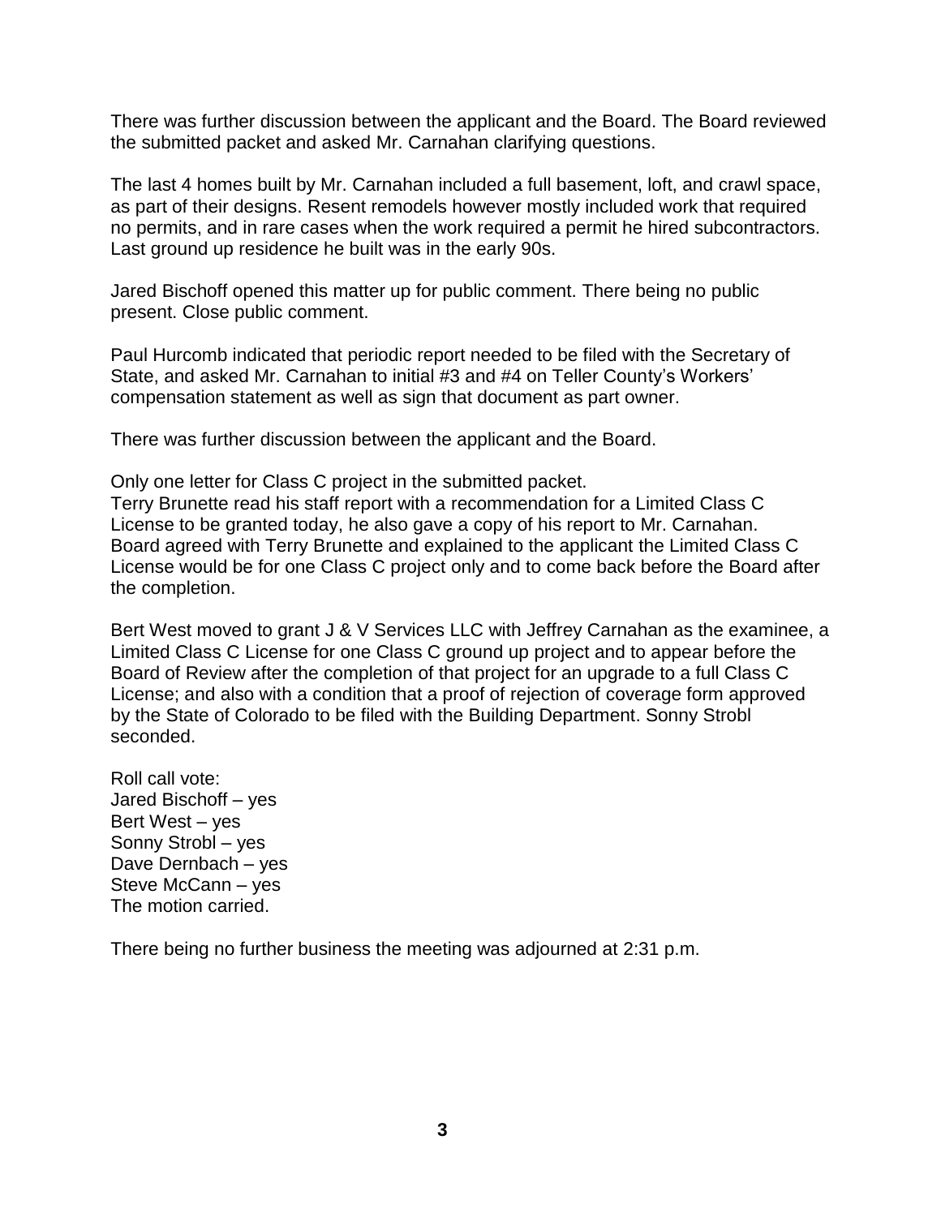There was further discussion between the applicant and the Board. The Board reviewed the submitted packet and asked Mr. Carnahan clarifying questions.

The last 4 homes built by Mr. Carnahan included a full basement, loft, and crawl space, as part of their designs. Resent remodels however mostly included work that required no permits, and in rare cases when the work required a permit he hired subcontractors. Last ground up residence he built was in the early 90s.

Jared Bischoff opened this matter up for public comment. There being no public present. Close public comment.

Paul Hurcomb indicated that periodic report needed to be filed with the Secretary of State, and asked Mr. Carnahan to initial #3 and #4 on Teller County's Workers' compensation statement as well as sign that document as part owner.

There was further discussion between the applicant and the Board.

Only one letter for Class C project in the submitted packet.
Terry Brunette read his staff report with a recommendation for a Limited Class C License to be granted today, he also gave a copy of his report to Mr. Carnahan. Board agreed with Terry Brunette and explained to the applicant the Limited Class C License would be for one Class C project only and to come back before the Board after the completion.

Bert West moved to grant J & V Services LLC with Jeffrey Carnahan as the examinee, a Limited Class C License for one Class C ground up project and to appear before the Board of Review after the completion of that project for an upgrade to a full Class C License; and also with a condition that a proof of rejection of coverage form approved by the State of Colorado to be filed with the Building Department. Sonny Strobl seconded.

Roll call vote:
Jared Bischoff – yes
Bert West – yes
Sonny Strobl – yes
Dave Dernbach – yes
Steve McCann – yes
The motion carried.

There being no further business the meeting was adjourned at 2:31 p.m.